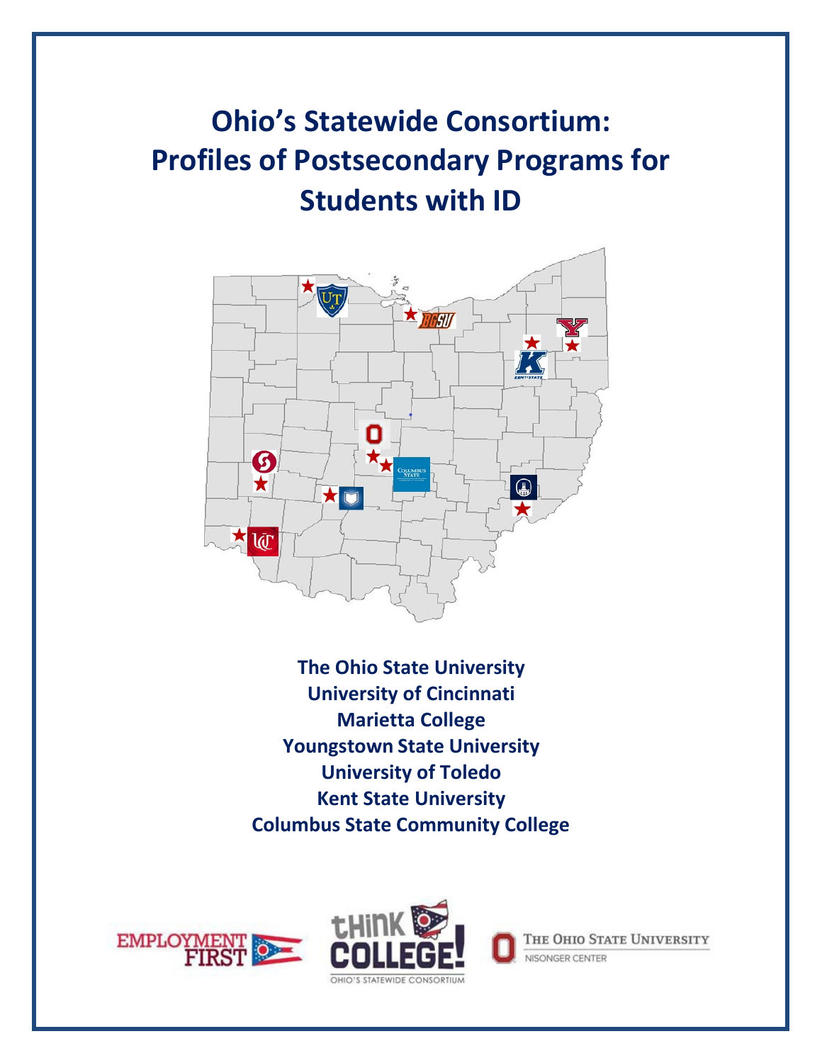# Ohio's Statewide Consortium: Profiles of Postsecondary Programs for Students with ID

**The Ohio State University**
**University of Cincinnati**
**Marietta College**
**Youngstown State University**
**University of Toledo**
**Kent State University**
**Columbus State Community College**

EMPLOYMENT FIRST

tHiNK COLLEGE! OHIO'S STATEWIDE CONSORTIUM

THE OHIO STATE UNIVERSITY NISONGER CENTER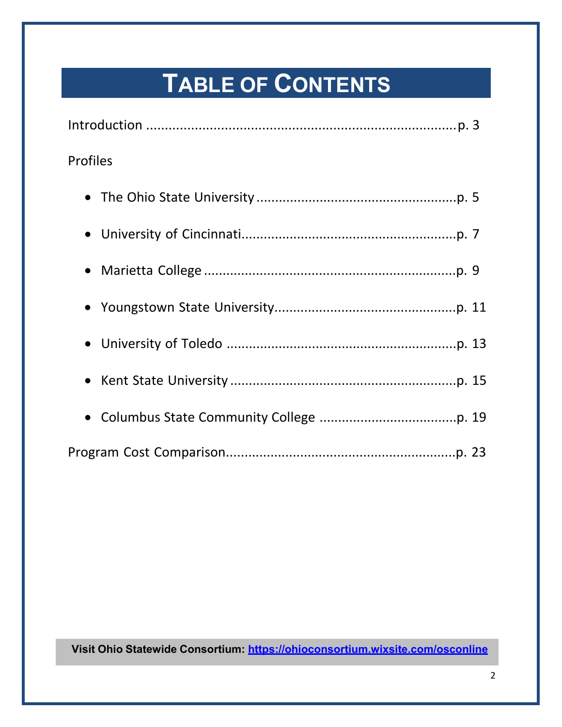# Table of Contents

Introduction ........................................................................ p. 3

Profiles

- The Ohio State University ..................................................... p. 5
- University of Cincinnati......................................................... p. 7
- Marietta College .................................................................... p. 9
- Youngstown State University................................................ p. 11
- University of Toledo .............................................................. p. 13
- Kent State University ............................................................. p. 15
- Columbus State Community College ..................................... p. 19

Program Cost Comparison............................................................ p. 23

**Visit Ohio Statewide Consortium: https://ohioconsortium.wixsite.com/osconline**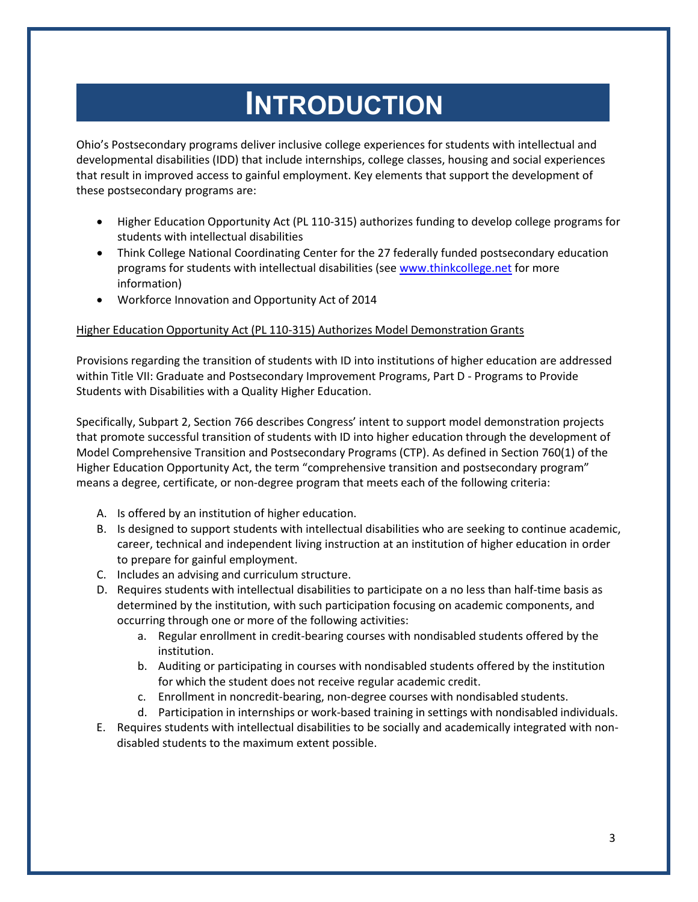# INTRODUCTION

Ohio's Postsecondary programs deliver inclusive college experiences for students with intellectual and developmental disabilities (IDD) that include internships, college classes, housing and social experiences that result in improved access to gainful employment. Key elements that support the development of these postsecondary programs are:

- Higher Education Opportunity Act (PL 110-315) authorizes funding to develop college programs for students with intellectual disabilities
- Think College National Coordinating Center for the 27 federally funded postsecondary education programs for students with intellectual disabilities (see [www.thinkcollege.net](http://www.thinkcollege.net) for more information)
- Workforce Innovation and Opportunity Act of 2014

<u>Higher Education Opportunity Act (PL 110-315) Authorizes Model Demonstration Grants</u>

Provisions regarding the transition of students with ID into institutions of higher education are addressed within Title VII: Graduate and Postsecondary Improvement Programs, Part D - Programs to Provide Students with Disabilities with a Quality Higher Education.

Specifically, Subpart 2, Section 766 describes Congress' intent to support model demonstration projects that promote successful transition of students with ID into higher education through the development of Model Comprehensive Transition and Postsecondary Programs (CTP). As defined in Section 760(1) of the Higher Education Opportunity Act, the term "comprehensive transition and postsecondary program" means a degree, certificate, or non-degree program that meets each of the following criteria:

A. Is offered by an institution of higher education.
B. Is designed to support students with intellectual disabilities who are seeking to continue academic, career, technical and independent living instruction at an institution of higher education in order to prepare for gainful employment.
C. Includes an advising and curriculum structure.
D. Requires students with intellectual disabilities to participate on a no less than half-time basis as determined by the institution, with such participation focusing on academic components, and occurring through one or more of the following activities:
    a. Regular enrollment in credit-bearing courses with nondisabled students offered by the institution.
    b. Auditing or participating in courses with nondisabled students offered by the institution for which the student does not receive regular academic credit.
    c. Enrollment in noncredit-bearing, non-degree courses with nondisabled students.
    d. Participation in internships or work-based training in settings with nondisabled individuals.
E. Requires students with intellectual disabilities to be socially and academically integrated with non-disabled students to the maximum extent possible.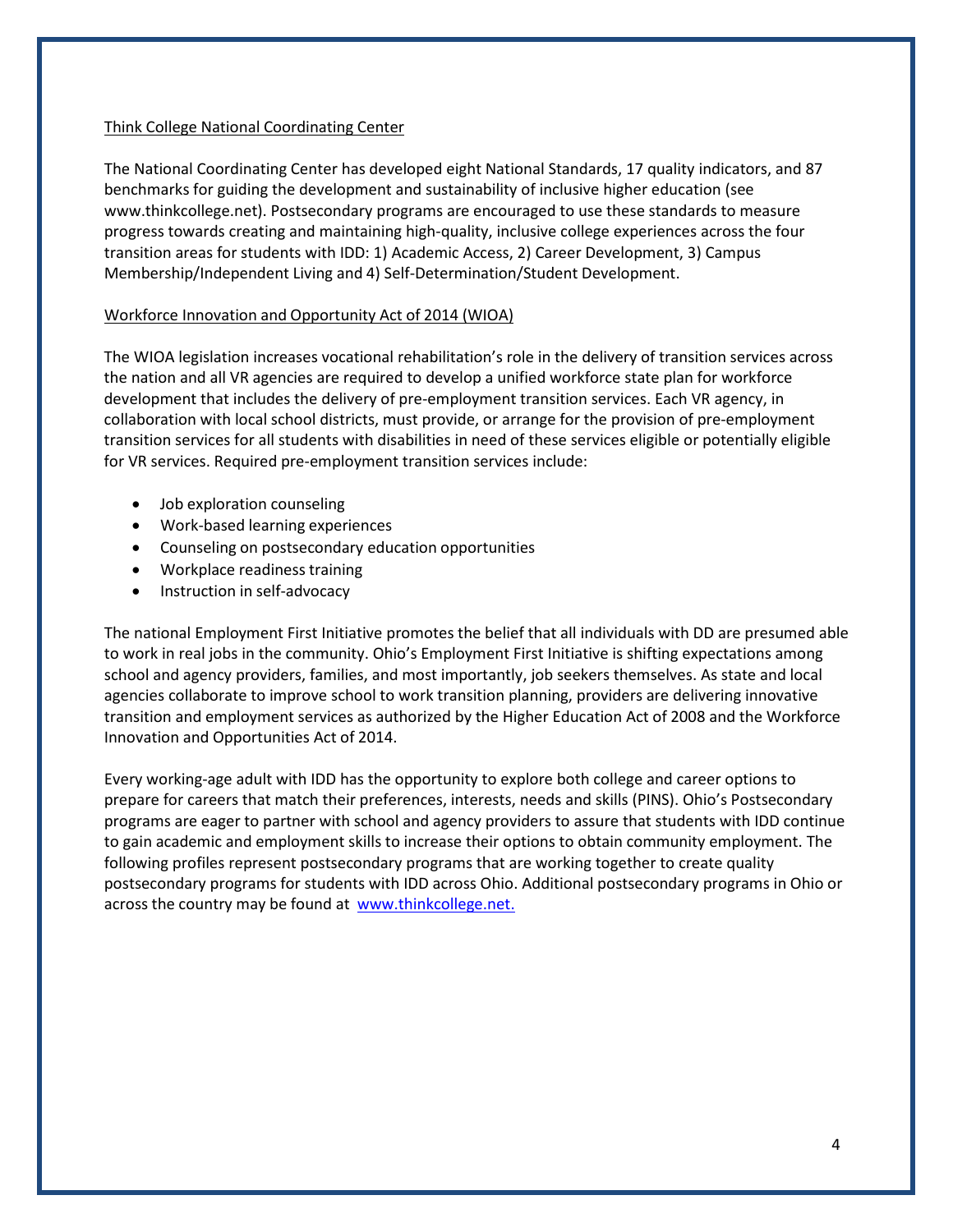Think College National Coordinating Center

The National Coordinating Center has developed eight National Standards, 17 quality indicators, and 87 benchmarks for guiding the development and sustainability of inclusive higher education (see www.thinkcollege.net). Postsecondary programs are encouraged to use these standards to measure progress towards creating and maintaining high-quality, inclusive college experiences across the four transition areas for students with IDD: 1) Academic Access, 2) Career Development, 3) Campus Membership/Independent Living and 4) Self-Determination/Student Development.

Workforce Innovation and Opportunity Act of 2014 (WIOA)

The WIOA legislation increases vocational rehabilitation's role in the delivery of transition services across the nation and all VR agencies are required to develop a unified workforce state plan for workforce development that includes the delivery of pre-employment transition services. Each VR agency, in collaboration with local school districts, must provide, or arrange for the provision of pre-employment transition services for all students with disabilities in need of these services eligible or potentially eligible for VR services. Required pre-employment transition services include:

- Job exploration counseling
- Work-based learning experiences
- Counseling on postsecondary education opportunities
- Workplace readiness training
- Instruction in self-advocacy

The national Employment First Initiative promotes the belief that all individuals with DD are presumed able to work in real jobs in the community. Ohio's Employment First Initiative is shifting expectations among school and agency providers, families, and most importantly, job seekers themselves. As state and local agencies collaborate to improve school to work transition planning, providers are delivering innovative transition and employment services as authorized by the Higher Education Act of 2008 and the Workforce Innovation and Opportunities Act of 2014.

Every working-age adult with IDD has the opportunity to explore both college and career options to prepare for careers that match their preferences, interests, needs and skills (PINS). Ohio's Postsecondary programs are eager to partner with school and agency providers to assure that students with IDD continue to gain academic and employment skills to increase their options to obtain community employment. The following profiles represent postsecondary programs that are working together to create quality postsecondary programs for students with IDD across Ohio. Additional postsecondary programs in Ohio or across the country may be found at [www.thinkcollege.net.](http://www.thinkcollege.net)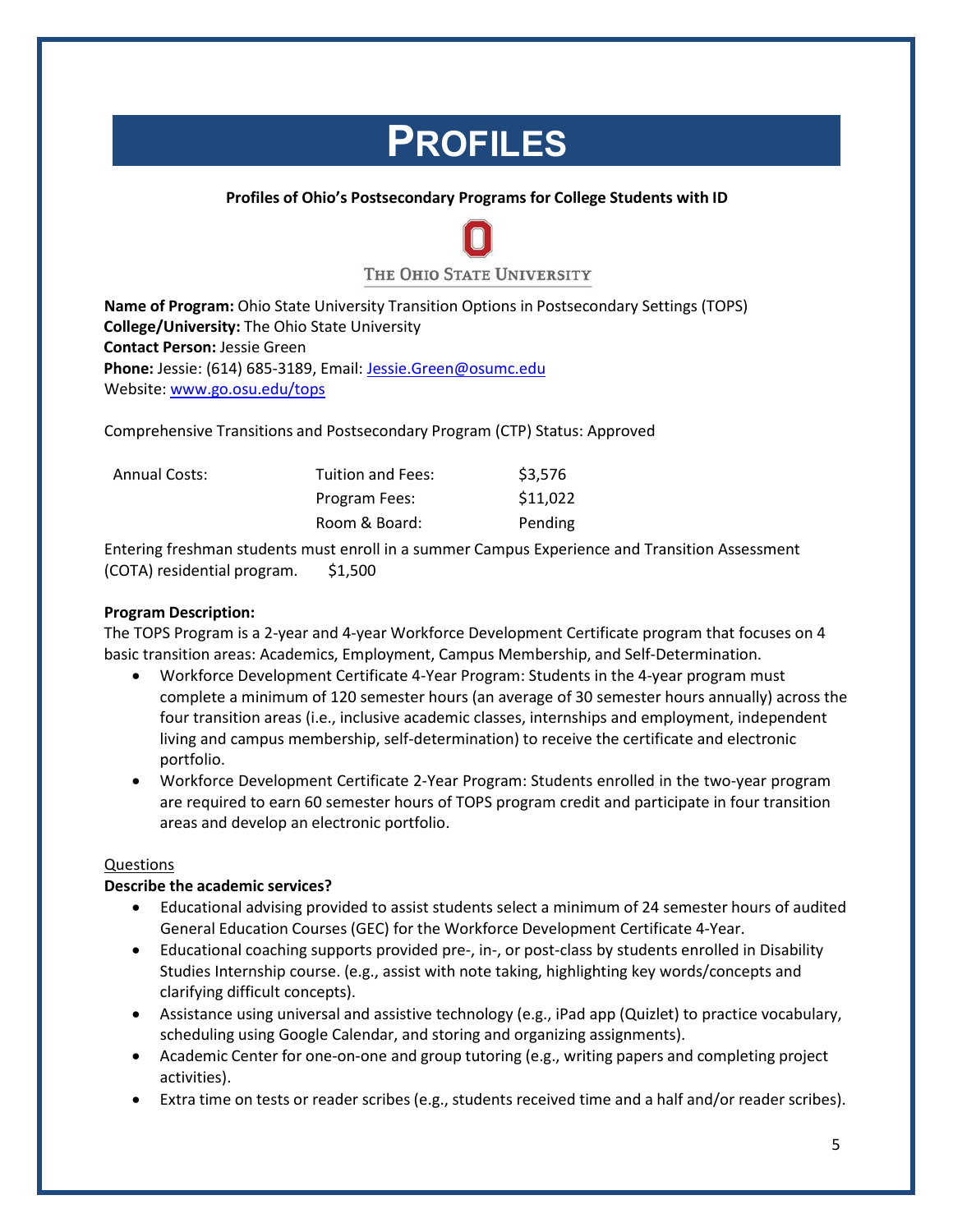# PROFILES

**Profiles of Ohio's Postsecondary Programs for College Students with ID**

THE OHIO STATE UNIVERSITY

**Name of Program:** Ohio State University Transition Options in Postsecondary Settings (TOPS)
**College/University:** The Ohio State University
**Contact Person:** Jessie Green
**Phone:** Jessie: (614) 685-3189, Email: Jessie.Green@osumc.edu
Website: www.go.osu.edu/tops

Comprehensive Transitions and Postsecondary Program (CTP) Status: Approved

| Annual Costs: | Tuition and Fees: | $3,576 |
|---|---|---|
| | Program Fees: | $11,022 |
| | Room & Board: | Pending |

Entering freshman students must enroll in a summer Campus Experience and Transition Assessment (COTA) residential program. $1,500

**Program Description:**
The TOPS Program is a 2-year and 4-year Workforce Development Certificate program that focuses on 4 basic transition areas: Academics, Employment, Campus Membership, and Self-Determination.

- Workforce Development Certificate 4-Year Program: Students in the 4-year program must complete a minimum of 120 semester hours (an average of 30 semester hours annually) across the four transition areas (i.e., inclusive academic classes, internships and employment, independent living and campus membership, self-determination) to receive the certificate and electronic portfolio.
- Workforce Development Certificate 2-Year Program: Students enrolled in the two-year program are required to earn 60 semester hours of TOPS program credit and participate in four transition areas and develop an electronic portfolio.

Questions

**Describe the academic services?**

- Educational advising provided to assist students select a minimum of 24 semester hours of audited General Education Courses (GEC) for the Workforce Development Certificate 4-Year.
- Educational coaching supports provided pre-, in-, or post-class by students enrolled in Disability Studies Internship course. (e.g., assist with note taking, highlighting key words/concepts and clarifying difficult concepts).
- Assistance using universal and assistive technology (e.g., iPad app (Quizlet) to practice vocabulary, scheduling using Google Calendar, and storing and organizing assignments).
- Academic Center for one-on-one and group tutoring (e.g., writing papers and completing project activities).
- Extra time on tests or reader scribes (e.g., students received time and a half and/or reader scribes).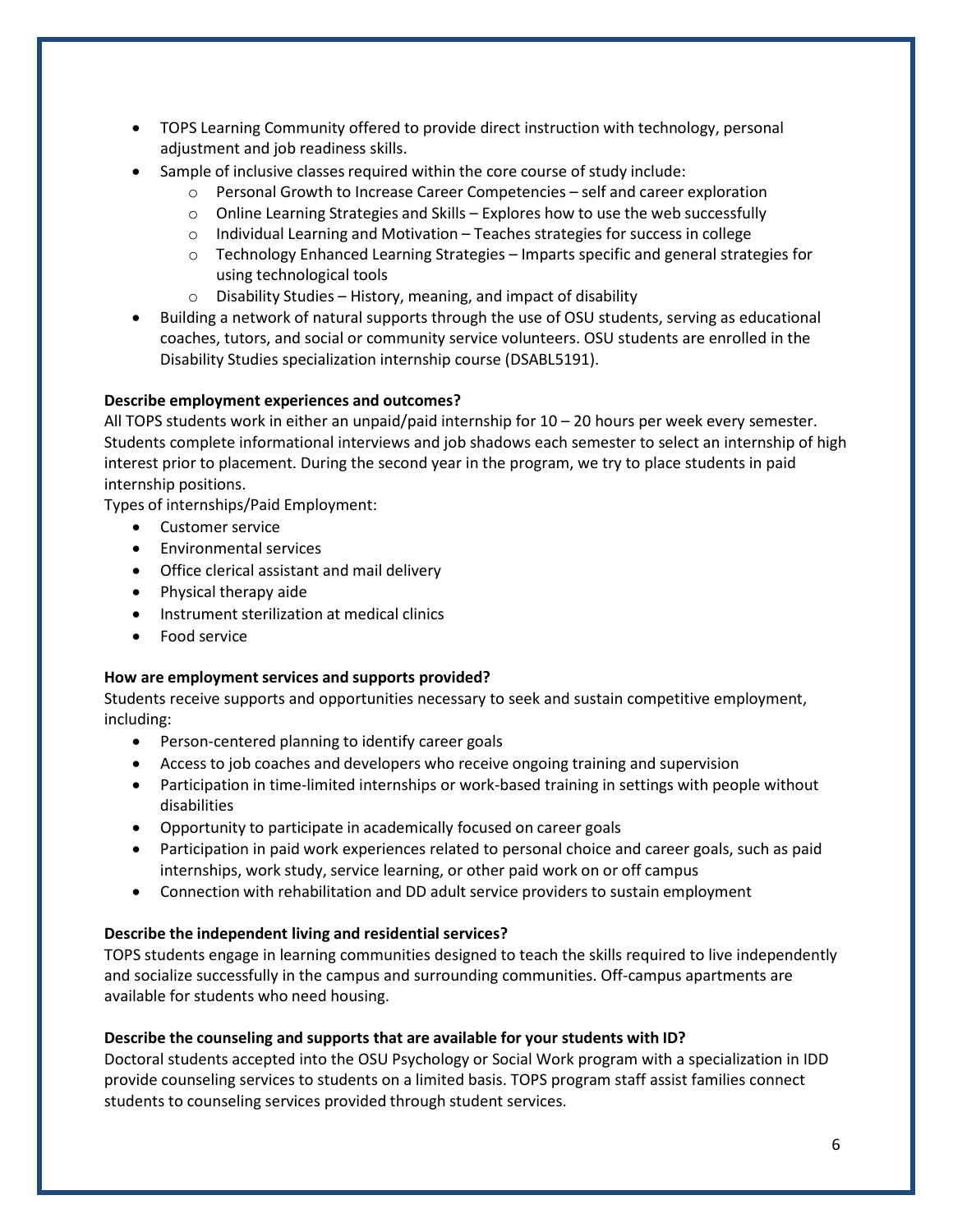- TOPS Learning Community offered to provide direct instruction with technology, personal adjustment and job readiness skills.
- Sample of inclusive classes required within the core course of study include:
  - Personal Growth to Increase Career Competencies – self and career exploration
  - Online Learning Strategies and Skills – Explores how to use the web successfully
  - Individual Learning and Motivation – Teaches strategies for success in college
  - Technology Enhanced Learning Strategies – Imparts specific and general strategies for using technological tools
  - Disability Studies – History, meaning, and impact of disability
- Building a network of natural supports through the use of OSU students, serving as educational coaches, tutors, and social or community service volunteers. OSU students are enrolled in the Disability Studies specialization internship course (DSABL5191).

**Describe employment experiences and outcomes?**

All TOPS students work in either an unpaid/paid internship for 10 – 20 hours per week every semester. Students complete informational interviews and job shadows each semester to select an internship of high interest prior to placement. During the second year in the program, we try to place students in paid internship positions.

Types of internships/Paid Employment:

- Customer service
- Environmental services
- Office clerical assistant and mail delivery
- Physical therapy aide
- Instrument sterilization at medical clinics
- Food service

**How are employment services and supports provided?**

Students receive supports and opportunities necessary to seek and sustain competitive employment, including:

- Person-centered planning to identify career goals
- Access to job coaches and developers who receive ongoing training and supervision
- Participation in time-limited internships or work-based training in settings with people without disabilities
- Opportunity to participate in academically focused on career goals
- Participation in paid work experiences related to personal choice and career goals, such as paid internships, work study, service learning, or other paid work on or off campus
- Connection with rehabilitation and DD adult service providers to sustain employment

**Describe the independent living and residential services?**

TOPS students engage in learning communities designed to teach the skills required to live independently and socialize successfully in the campus and surrounding communities. Off-campus apartments are available for students who need housing.

**Describe the counseling and supports that are available for your students with ID?**

Doctoral students accepted into the OSU Psychology or Social Work program with a specialization in IDD provide counseling services to students on a limited basis. TOPS program staff assist families connect students to counseling services provided through student services.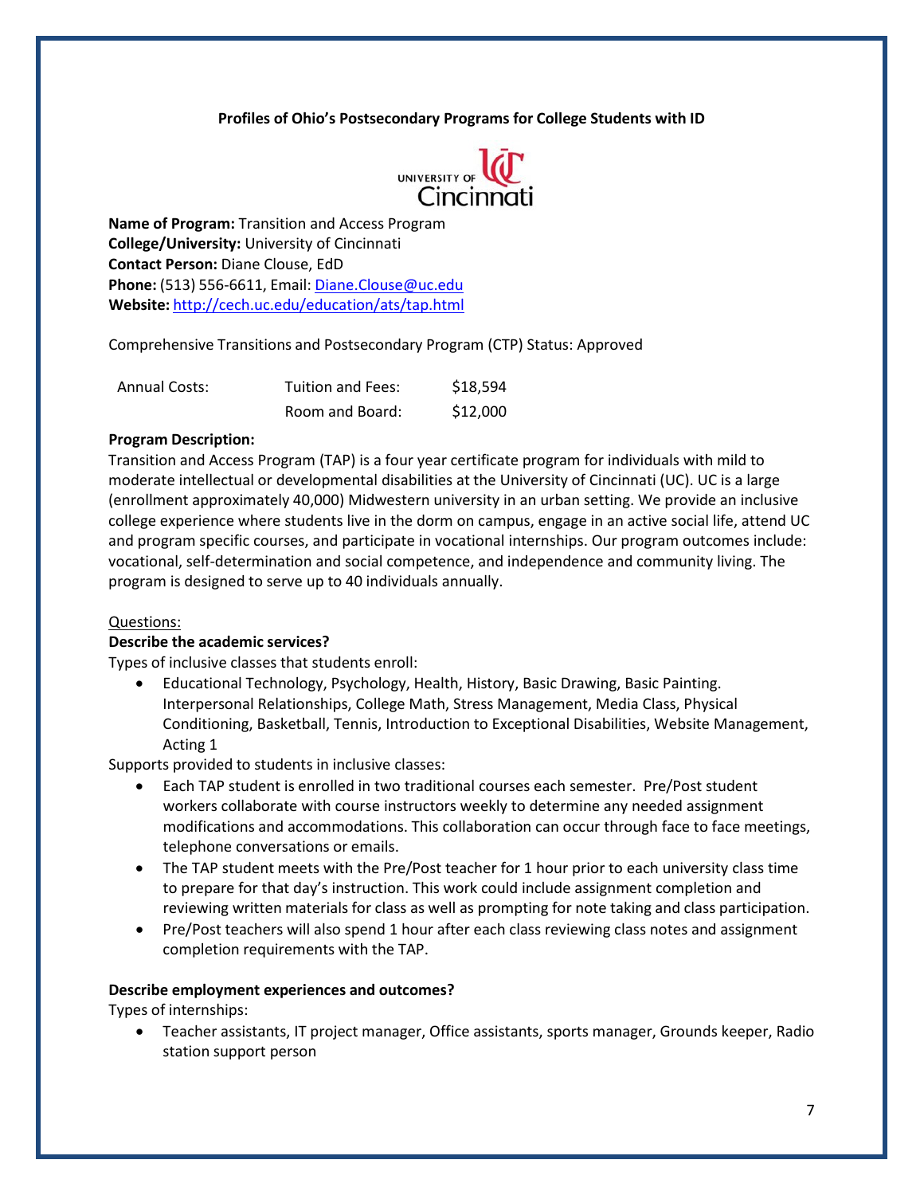**Profiles of Ohio's Postsecondary Programs for College Students with ID**

**Name of Program:** Transition and Access Program
**College/University:** University of Cincinnati
**Contact Person:** Diane Clouse, EdD
**Phone:** (513) 556-6611, Email: Diane.Clouse@uc.edu
**Website:** http://cech.uc.edu/education/ats/tap.html

Comprehensive Transitions and Postsecondary Program (CTP) Status: Approved

| Annual Costs: | Tuition and Fees: | $18,594 |
|---|---|---|
| | Room and Board: | $12,000 |

**Program Description:**
Transition and Access Program (TAP) is a four year certificate program for individuals with mild to moderate intellectual or developmental disabilities at the University of Cincinnati (UC). UC is a large (enrollment approximately 40,000) Midwestern university in an urban setting. We provide an inclusive college experience where students live in the dorm on campus, engage in an active social life, attend UC and program specific courses, and participate in vocational internships. Our program outcomes include: vocational, self-determination and social competence, and independence and community living. The program is designed to serve up to 40 individuals annually.

Questions:

**Describe the academic services?**

Types of inclusive classes that students enroll:

- Educational Technology, Psychology, Health, History, Basic Drawing, Basic Painting. Interpersonal Relationships, College Math, Stress Management, Media Class, Physical Conditioning, Basketball, Tennis, Introduction to Exceptional Disabilities, Website Management, Acting 1

Supports provided to students in inclusive classes:

- Each TAP student is enrolled in two traditional courses each semester. Pre/Post student workers collaborate with course instructors weekly to determine any needed assignment modifications and accommodations. This collaboration can occur through face to face meetings, telephone conversations or emails.
- The TAP student meets with the Pre/Post teacher for 1 hour prior to each university class time to prepare for that day's instruction. This work could include assignment completion and reviewing written materials for class as well as prompting for note taking and class participation.
- Pre/Post teachers will also spend 1 hour after each class reviewing class notes and assignment completion requirements with the TAP.

**Describe employment experiences and outcomes?**

Types of internships:

- Teacher assistants, IT project manager, Office assistants, sports manager, Grounds keeper, Radio station support person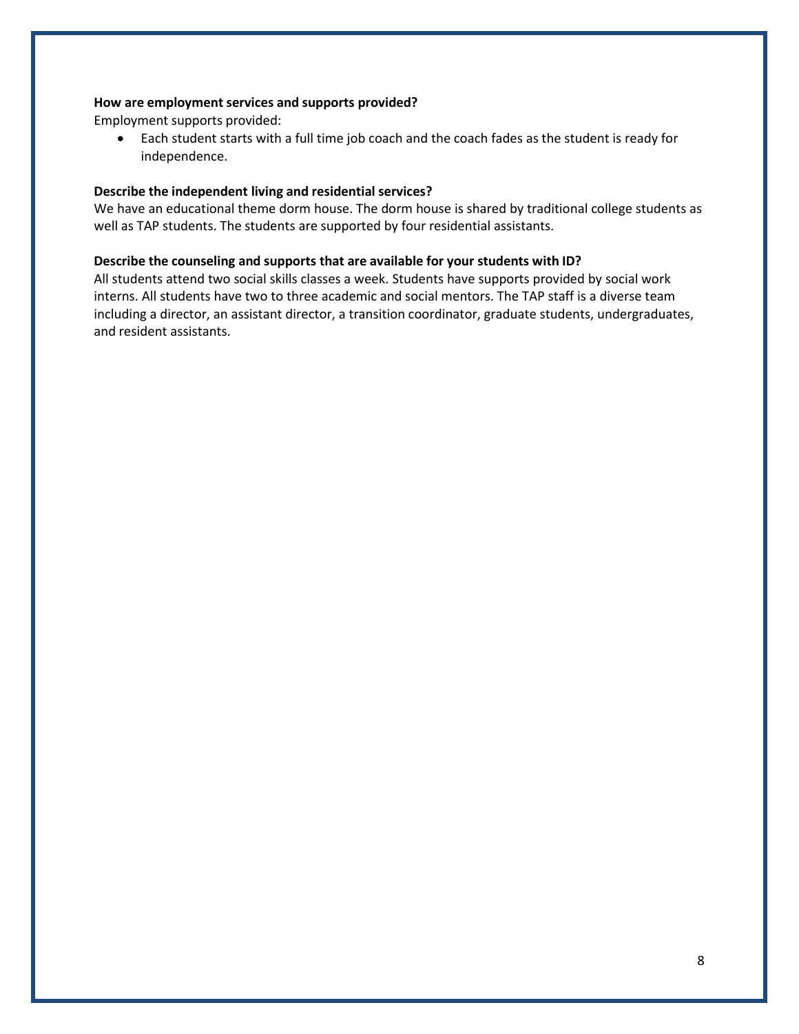**How are employment services and supports provided?**

Employment supports provided:

- Each student starts with a full time job coach and the coach fades as the student is ready for independence.

**Describe the independent living and residential services?**

We have an educational theme dorm house. The dorm house is shared by traditional college students as well as TAP students. The students are supported by four residential assistants.

**Describe the counseling and supports that are available for your students with ID?**

All students attend two social skills classes a week. Students have supports provided by social work interns. All students have two to three academic and social mentors. The TAP staff is a diverse team including a director, an assistant director, a transition coordinator, graduate students, undergraduates, and resident assistants.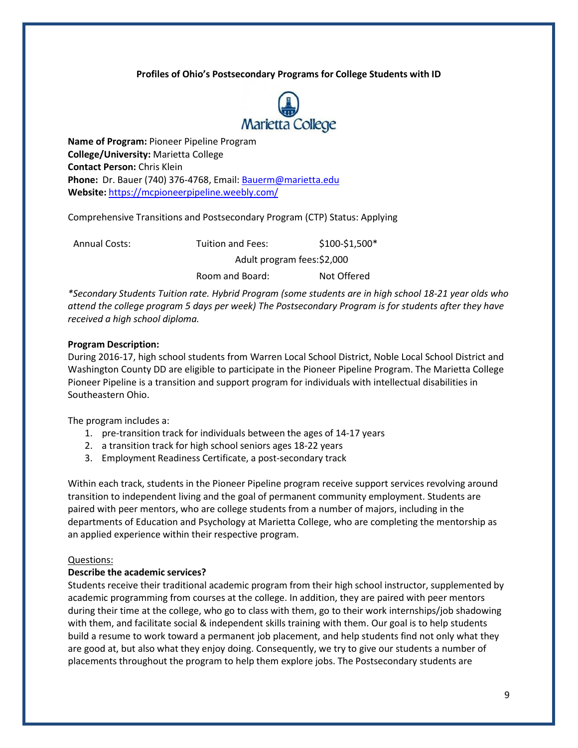**Profiles of Ohio's Postsecondary Programs for College Students with ID**

**Name of Program:** Pioneer Pipeline Program
**College/University:** Marietta College
**Contact Person:** Chris Klein
**Phone:** Dr. Bauer (740) 376-4768, Email: [Bauerm@marietta.edu](mailto:Bauerm@marietta.edu)
**Website:** [https://mcpioneerpipeline.weebly.com/](https://mcpioneerpipeline.weebly.com/)

Comprehensive Transitions and Postsecondary Program (CTP) Status: Applying

| Annual Costs: | Tuition and Fees: | $100-$1,500* |
|---|---|---|
| | Adult program fees: | $2,000 |
| | Room and Board: | Not Offered |

*\*Secondary Students Tuition rate. Hybrid Program (some students are in high school 18-21 year olds who attend the college program 5 days per week) The Postsecondary Program is for students after they have received a high school diploma.*

**Program Description:**
During 2016-17, high school students from Warren Local School District, Noble Local School District and Washington County DD are eligible to participate in the Pioneer Pipeline Program. The Marietta College Pioneer Pipeline is a transition and support program for individuals with intellectual disabilities in Southeastern Ohio.

The program includes a:

1. pre-transition track for individuals between the ages of 14-17 years
2. a transition track for high school seniors ages 18-22 years
3. Employment Readiness Certificate, a post-secondary track

Within each track, students in the Pioneer Pipeline program receive support services revolving around transition to independent living and the goal of permanent community employment. Students are paired with peer mentors, who are college students from a number of majors, including in the departments of Education and Psychology at Marietta College, who are completing the mentorship as an applied experience within their respective program.

Questions:

**Describe the academic services?**
Students receive their traditional academic program from their high school instructor, supplemented by academic programming from courses at the college. In addition, they are paired with peer mentors during their time at the college, who go to class with them, go to their work internships/job shadowing with them, and facilitate social & independent skills training with them. Our goal is to help students build a resume to work toward a permanent job placement, and help students find not only what they are good at, but also what they enjoy doing. Consequently, we try to give our students a number of placements throughout the program to help them explore jobs. The Postsecondary students are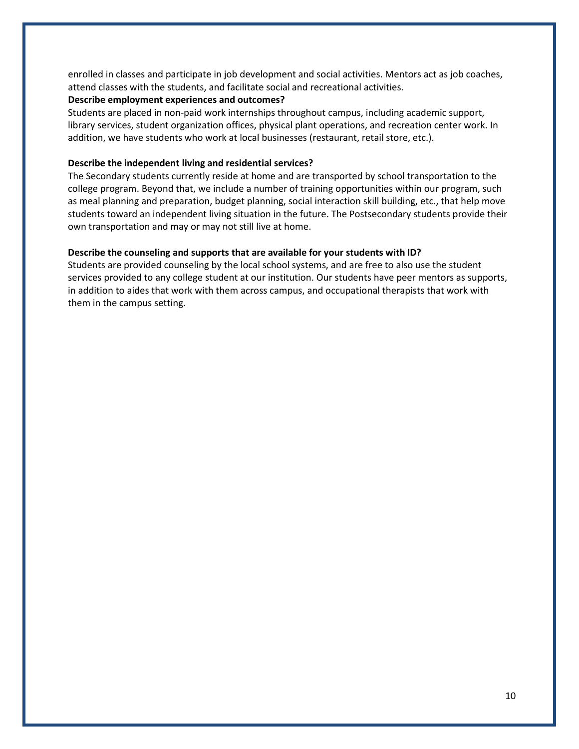enrolled in classes and participate in job development and social activities. Mentors act as job coaches, attend classes with the students, and facilitate social and recreational activities.

**Describe employment experiences and outcomes?**

Students are placed in non-paid work internships throughout campus, including academic support, library services, student organization offices, physical plant operations, and recreation center work. In addition, we have students who work at local businesses (restaurant, retail store, etc.).

**Describe the independent living and residential services?**

The Secondary students currently reside at home and are transported by school transportation to the college program. Beyond that, we include a number of training opportunities within our program, such as meal planning and preparation, budget planning, social interaction skill building, etc., that help move students toward an independent living situation in the future. The Postsecondary students provide their own transportation and may or may not still live at home.

**Describe the counseling and supports that are available for your students with ID?**

Students are provided counseling by the local school systems, and are free to also use the student services provided to any college student at our institution. Our students have peer mentors as supports, in addition to aides that work with them across campus, and occupational therapists that work with them in the campus setting.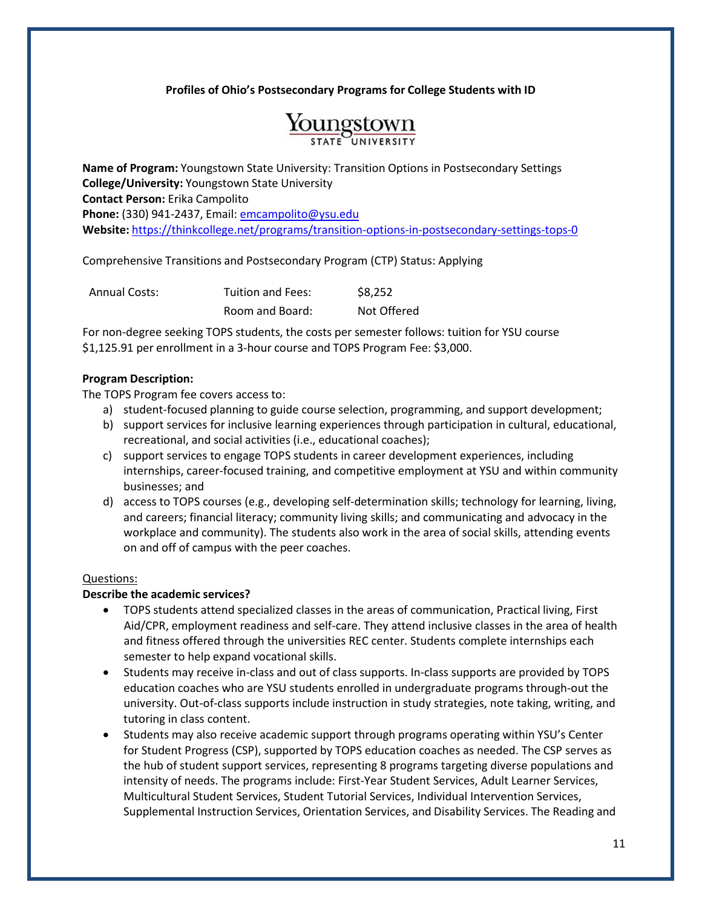**Profiles of Ohio's Postsecondary Programs for College Students with ID**

Youngstown STATE UNIVERSITY

**Name of Program:** Youngstown State University: Transition Options in Postsecondary Settings
**College/University:** Youngstown State University
**Contact Person:** Erika Campolito
**Phone:** (330) 941-2437, Email: emcampolito@ysu.edu
**Website:** https://thinkcollege.net/programs/transition-options-in-postsecondary-settings-tops-0

Comprehensive Transitions and Postsecondary Program (CTP) Status: Applying

| Annual Costs: | Tuition and Fees: | $8,252 |
|---|---|---|
| | Room and Board: | Not Offered |

For non-degree seeking TOPS students, the costs per semester follows: tuition for YSU course $1,125.91 per enrollment in a 3-hour course and TOPS Program Fee: $3,000.

**Program Description:**

The TOPS Program fee covers access to:

a) student-focused planning to guide course selection, programming, and support development;
b) support services for inclusive learning experiences through participation in cultural, educational, recreational, and social activities (i.e., educational coaches);
c) support services to engage TOPS students in career development experiences, including internships, career-focused training, and competitive employment at YSU and within community businesses; and
d) access to TOPS courses (e.g., developing self-determination skills; technology for learning, living, and careers; financial literacy; community living skills; and communicating and advocacy in the workplace and community). The students also work in the area of social skills, attending events on and off of campus with the peer coaches.

Questions:

**Describe the academic services?**

- TOPS students attend specialized classes in the areas of communication, Practical living, First Aid/CPR, employment readiness and self-care. They attend inclusive classes in the area of health and fitness offered through the universities REC center. Students complete internships each semester to help expand vocational skills.
- Students may receive in-class and out of class supports. In-class supports are provided by TOPS education coaches who are YSU students enrolled in undergraduate programs through-out the university. Out-of-class supports include instruction in study strategies, note taking, writing, and tutoring in class content.
- Students may also receive academic support through programs operating within YSU's Center for Student Progress (CSP), supported by TOPS education coaches as needed. The CSP serves as the hub of student support services, representing 8 programs targeting diverse populations and intensity of needs. The programs include: First-Year Student Services, Adult Learner Services, Multicultural Student Services, Student Tutorial Services, Individual Intervention Services, Supplemental Instruction Services, Orientation Services, and Disability Services. The Reading and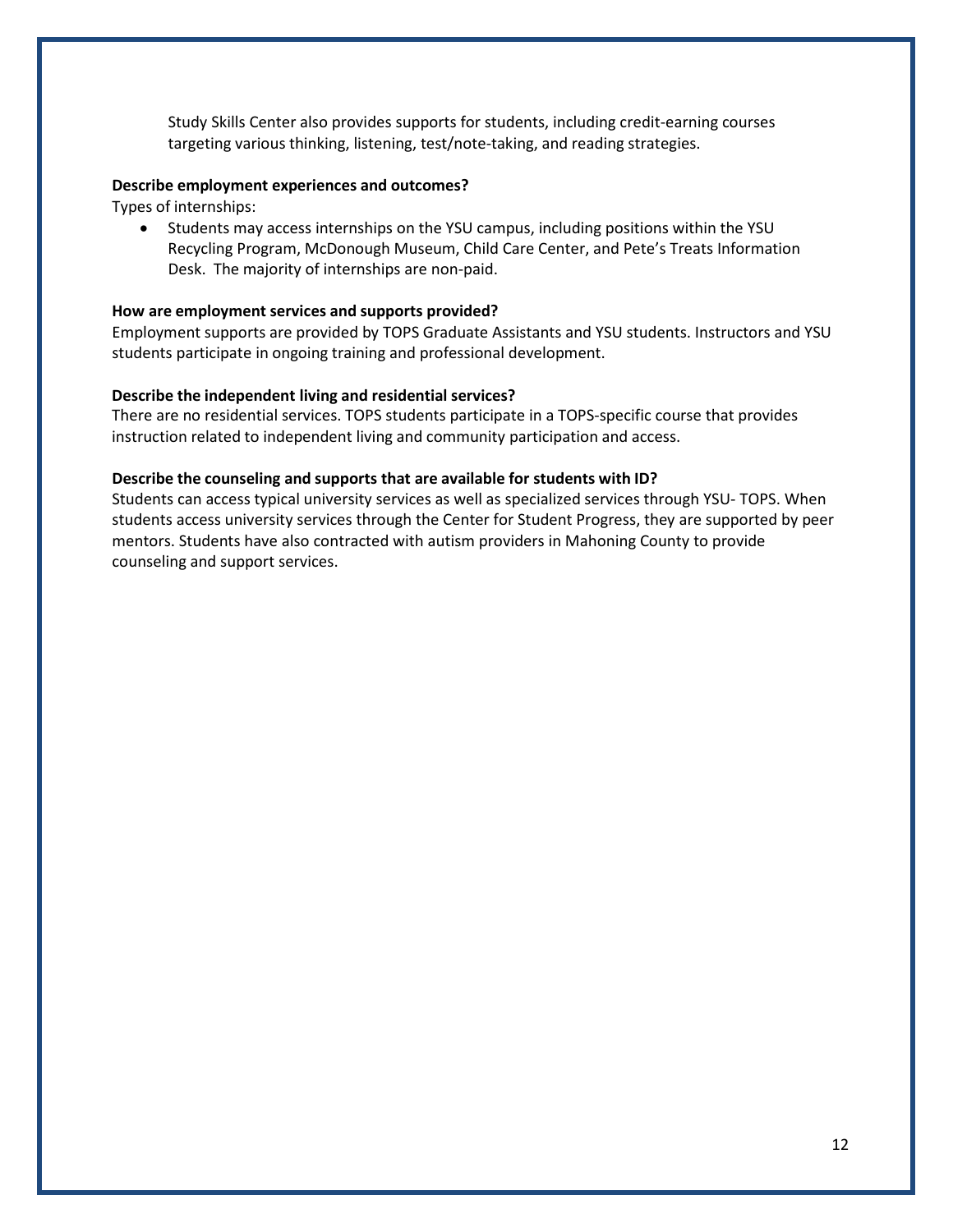Study Skills Center also provides supports for students, including credit-earning courses targeting various thinking, listening, test/note-taking, and reading strategies.

**Describe employment experiences and outcomes?**

Types of internships:

- Students may access internships on the YSU campus, including positions within the YSU Recycling Program, McDonough Museum, Child Care Center, and Pete's Treats Information Desk. The majority of internships are non-paid.

**How are employment services and supports provided?**

Employment supports are provided by TOPS Graduate Assistants and YSU students. Instructors and YSU students participate in ongoing training and professional development.

**Describe the independent living and residential services?**

There are no residential services. TOPS students participate in a TOPS-specific course that provides instruction related to independent living and community participation and access.

**Describe the counseling and supports that are available for students with ID?**

Students can access typical university services as well as specialized services through YSU- TOPS. When students access university services through the Center for Student Progress, they are supported by peer mentors. Students have also contracted with autism providers in Mahoning County to provide counseling and support services.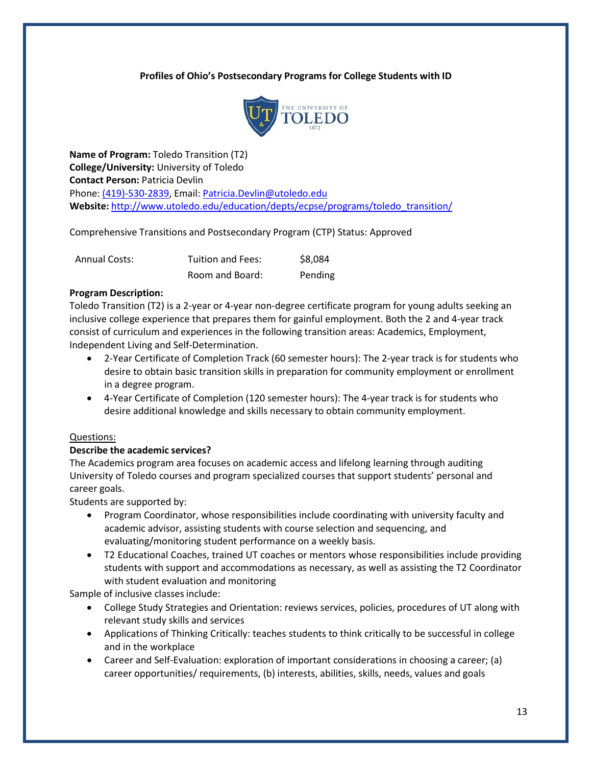**Profiles of Ohio's Postsecondary Programs for College Students with ID**

**Name of Program:** Toledo Transition (T2)
**College/University:** University of Toledo
**Contact Person:** Patricia Devlin
Phone: [(419)-530-2839](tel:419-530-2839), Email: [Patricia.Devlin@utoledo.edu](mailto:Patricia.Devlin@utoledo.edu)
**Website:** [http://www.utoledo.edu/education/depts/ecpse/programs/toledo_transition/](http://www.utoledo.edu/education/depts/ecpse/programs/toledo_transition/)

Comprehensive Transitions and Postsecondary Program (CTP) Status: Approved

| Annual Costs: | Tuition and Fees: | $8,084 |
|---|---|---|
| | Room and Board: | Pending |

**Program Description:**
Toledo Transition (T2) is a 2-year or 4-year non-degree certificate program for young adults seeking an inclusive college experience that prepares them for gainful employment. Both the 2 and 4-year track consist of curriculum and experiences in the following transition areas: Academics, Employment, Independent Living and Self-Determination.

- 2-Year Certificate of Completion Track (60 semester hours): The 2-year track is for students who desire to obtain basic transition skills in preparation for community employment or enrollment in a degree program.
- 4-Year Certificate of Completion (120 semester hours): The 4-year track is for students who desire additional knowledge and skills necessary to obtain community employment.

Questions:

**Describe the academic services?**
The Academics program area focuses on academic access and lifelong learning through auditing University of Toledo courses and program specialized courses that support students' personal and career goals.
Students are supported by:

- Program Coordinator, whose responsibilities include coordinating with university faculty and academic advisor, assisting students with course selection and sequencing, and evaluating/monitoring student performance on a weekly basis.
- T2 Educational Coaches, trained UT coaches or mentors whose responsibilities include providing students with support and accommodations as necessary, as well as assisting the T2 Coordinator with student evaluation and monitoring

Sample of inclusive classes include:

- College Study Strategies and Orientation: reviews services, policies, procedures of UT along with relevant study skills and services
- Applications of Thinking Critically: teaches students to think critically to be successful in college and in the workplace
- Career and Self-Evaluation: exploration of important considerations in choosing a career; (a) career opportunities/ requirements, (b) interests, abilities, skills, needs, values and goals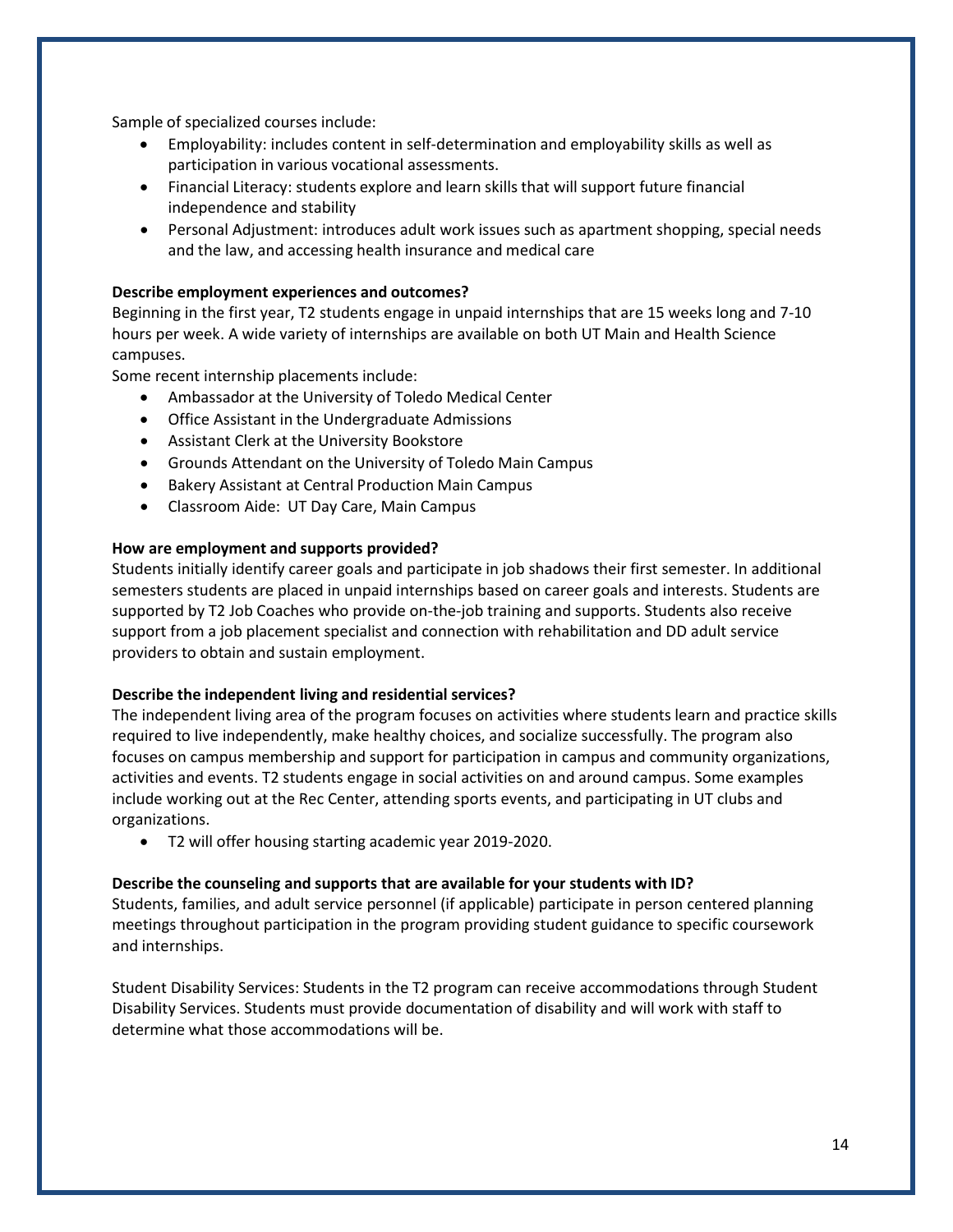Sample of specialized courses include:

- Employability: includes content in self-determination and employability skills as well as participation in various vocational assessments.
- Financial Literacy: students explore and learn skills that will support future financial independence and stability
- Personal Adjustment: introduces adult work issues such as apartment shopping, special needs and the law, and accessing health insurance and medical care

**Describe employment experiences and outcomes?**

Beginning in the first year, T2 students engage in unpaid internships that are 15 weeks long and 7-10 hours per week. A wide variety of internships are available on both UT Main and Health Science campuses.

Some recent internship placements include:

- Ambassador at the University of Toledo Medical Center
- Office Assistant in the Undergraduate Admissions
- Assistant Clerk at the University Bookstore
- Grounds Attendant on the University of Toledo Main Campus
- Bakery Assistant at Central Production Main Campus
- Classroom Aide: UT Day Care, Main Campus

**How are employment and supports provided?**

Students initially identify career goals and participate in job shadows their first semester. In additional semesters students are placed in unpaid internships based on career goals and interests. Students are supported by T2 Job Coaches who provide on-the-job training and supports. Students also receive support from a job placement specialist and connection with rehabilitation and DD adult service providers to obtain and sustain employment.

**Describe the independent living and residential services?**

The independent living area of the program focuses on activities where students learn and practice skills required to live independently, make healthy choices, and socialize successfully. The program also focuses on campus membership and support for participation in campus and community organizations, activities and events. T2 students engage in social activities on and around campus. Some examples include working out at the Rec Center, attending sports events, and participating in UT clubs and organizations.

- T2 will offer housing starting academic year 2019-2020.

**Describe the counseling and supports that are available for your students with ID?**

Students, families, and adult service personnel (if applicable) participate in person centered planning meetings throughout participation in the program providing student guidance to specific coursework and internships.

Student Disability Services: Students in the T2 program can receive accommodations through Student Disability Services. Students must provide documentation of disability and will work with staff to determine what those accommodations will be.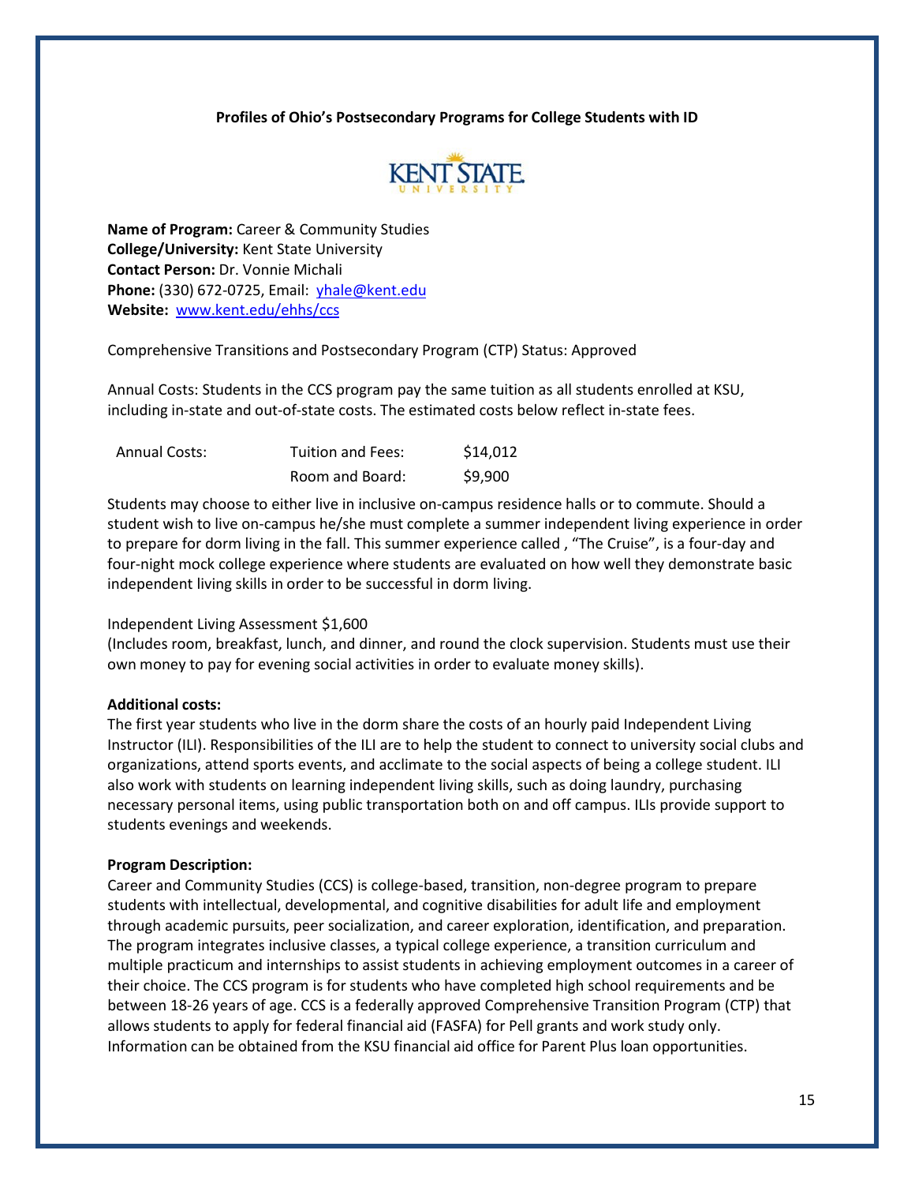**Profiles of Ohio's Postsecondary Programs for College Students with ID**

**Name of Program:** Career & Community Studies
**College/University:** Kent State University
**Contact Person:** Dr. Vonnie Michali
**Phone:** (330) 672-0725, Email: yhale@kent.edu
**Website:** www.kent.edu/ehhs/ccs

Comprehensive Transitions and Postsecondary Program (CTP) Status: Approved

Annual Costs: Students in the CCS program pay the same tuition as all students enrolled at KSU, including in-state and out-of-state costs. The estimated costs below reflect in-state fees.

| Annual Costs: | Tuition and Fees: | $14,012 |
|---|---|---|
| | Room and Board: | $9,900 |

Students may choose to either live in inclusive on-campus residence halls or to commute. Should a student wish to live on-campus he/she must complete a summer independent living experience in order to prepare for dorm living in the fall. This summer experience called , "The Cruise", is a four-day and four-night mock college experience where students are evaluated on how well they demonstrate basic independent living skills in order to be successful in dorm living.

Independent Living Assessment $1,600
(Includes room, breakfast, lunch, and dinner, and round the clock supervision. Students must use their own money to pay for evening social activities in order to evaluate money skills).

**Additional costs:**
The first year students who live in the dorm share the costs of an hourly paid Independent Living Instructor (ILI). Responsibilities of the ILI are to help the student to connect to university social clubs and organizations, attend sports events, and acclimate to the social aspects of being a college student. ILI also work with students on learning independent living skills, such as doing laundry, purchasing necessary personal items, using public transportation both on and off campus. ILIs provide support to students evenings and weekends.

**Program Description:**
Career and Community Studies (CCS) is college-based, transition, non-degree program to prepare students with intellectual, developmental, and cognitive disabilities for adult life and employment through academic pursuits, peer socialization, and career exploration, identification, and preparation. The program integrates inclusive classes, a typical college experience, a transition curriculum and multiple practicum and internships to assist students in achieving employment outcomes in a career of their choice. The CCS program is for students who have completed high school requirements and be between 18-26 years of age. CCS is a federally approved Comprehensive Transition Program (CTP) that allows students to apply for federal financial aid (FASFA) for Pell grants and work study only. Information can be obtained from the KSU financial aid office for Parent Plus loan opportunities.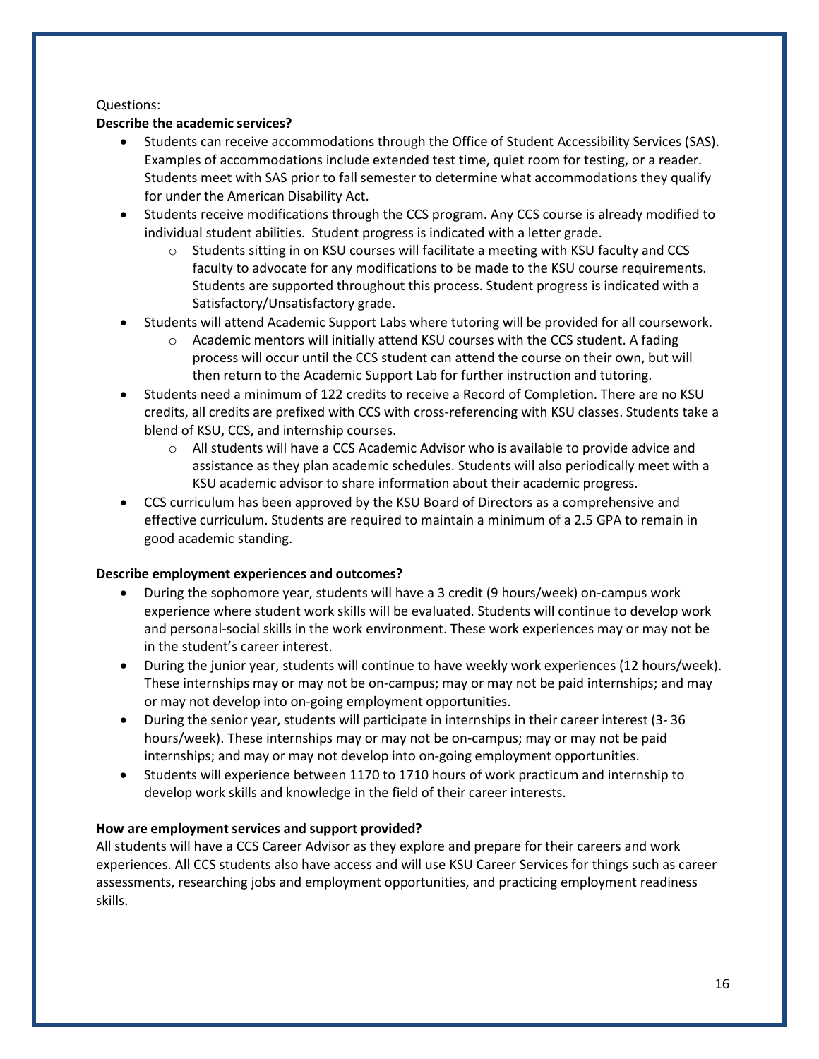Questions:

**Describe the academic services?**

- Students can receive accommodations through the Office of Student Accessibility Services (SAS). Examples of accommodations include extended test time, quiet room for testing, or a reader. Students meet with SAS prior to fall semester to determine what accommodations they qualify for under the American Disability Act.
- Students receive modifications through the CCS program. Any CCS course is already modified to individual student abilities. Student progress is indicated with a letter grade.
  - Students sitting in on KSU courses will facilitate a meeting with KSU faculty and CCS faculty to advocate for any modifications to be made to the KSU course requirements. Students are supported throughout this process. Student progress is indicated with a Satisfactory/Unsatisfactory grade.
- Students will attend Academic Support Labs where tutoring will be provided for all coursework.
  - Academic mentors will initially attend KSU courses with the CCS student. A fading process will occur until the CCS student can attend the course on their own, but will then return to the Academic Support Lab for further instruction and tutoring.
- Students need a minimum of 122 credits to receive a Record of Completion. There are no KSU credits, all credits are prefixed with CCS with cross-referencing with KSU classes. Students take a blend of KSU, CCS, and internship courses.
  - All students will have a CCS Academic Advisor who is available to provide advice and assistance as they plan academic schedules. Students will also periodically meet with a KSU academic advisor to share information about their academic progress.
- CCS curriculum has been approved by the KSU Board of Directors as a comprehensive and effective curriculum. Students are required to maintain a minimum of a 2.5 GPA to remain in good academic standing.

**Describe employment experiences and outcomes?**

- During the sophomore year, students will have a 3 credit (9 hours/week) on-campus work experience where student work skills will be evaluated. Students will continue to develop work and personal-social skills in the work environment. These work experiences may or may not be in the student's career interest.
- During the junior year, students will continue to have weekly work experiences (12 hours/week). These internships may or may not be on-campus; may or may not be paid internships; and may or may not develop into on-going employment opportunities.
- During the senior year, students will participate in internships in their career interest (3- 36 hours/week). These internships may or may not be on-campus; may or may not be paid internships; and may or may not develop into on-going employment opportunities.
- Students will experience between 1170 to 1710 hours of work practicum and internship to develop work skills and knowledge in the field of their career interests.

**How are employment services and support provided?**

All students will have a CCS Career Advisor as they explore and prepare for their careers and work experiences. All CCS students also have access and will use KSU Career Services for things such as career assessments, researching jobs and employment opportunities, and practicing employment readiness skills.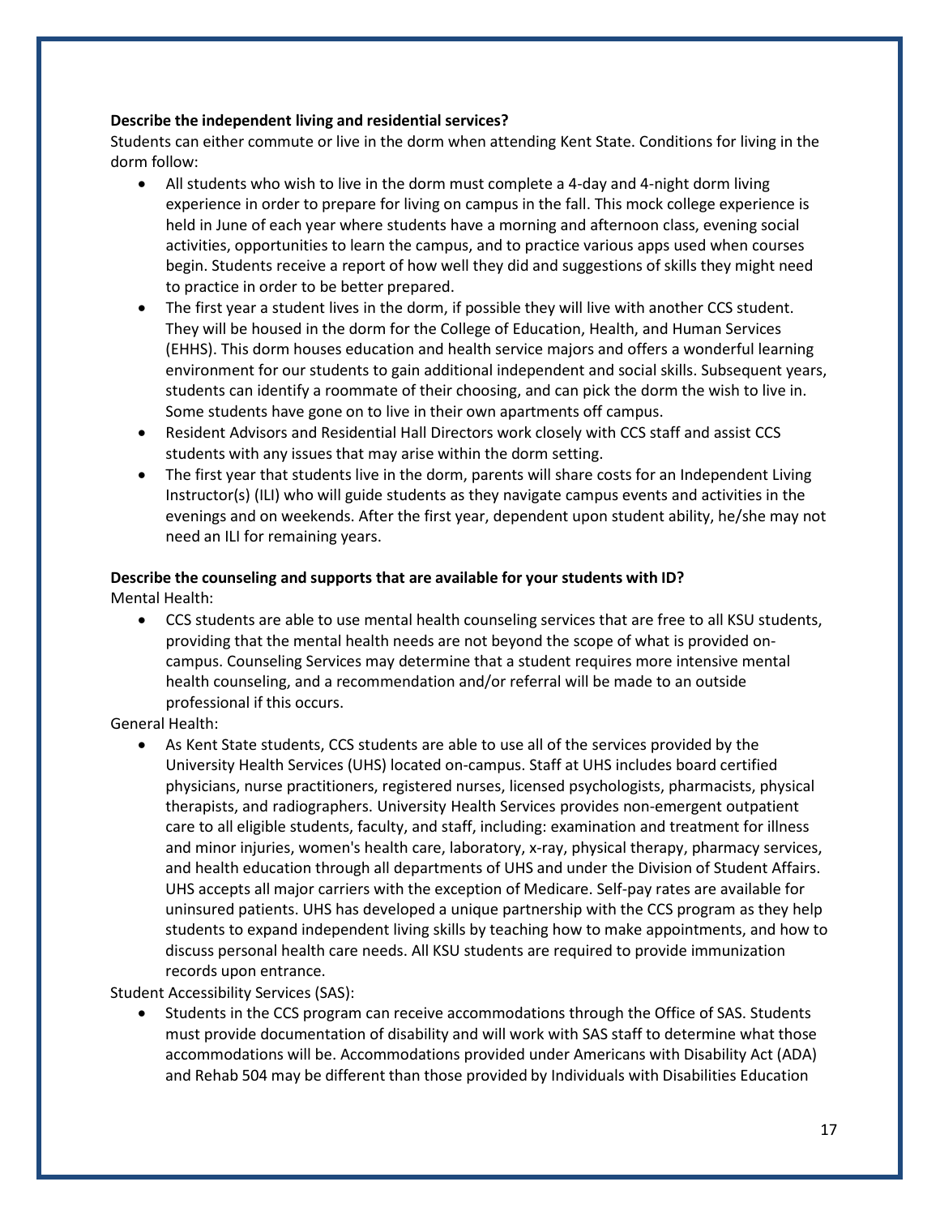**Describe the independent living and residential services?**

Students can either commute or live in the dorm when attending Kent State. Conditions for living in the dorm follow:

- All students who wish to live in the dorm must complete a 4-day and 4-night dorm living experience in order to prepare for living on campus in the fall. This mock college experience is held in June of each year where students have a morning and afternoon class, evening social activities, opportunities to learn the campus, and to practice various apps used when courses begin. Students receive a report of how well they did and suggestions of skills they might need to practice in order to be better prepared.
- The first year a student lives in the dorm, if possible they will live with another CCS student. They will be housed in the dorm for the College of Education, Health, and Human Services (EHHS). This dorm houses education and health service majors and offers a wonderful learning environment for our students to gain additional independent and social skills. Subsequent years, students can identify a roommate of their choosing, and can pick the dorm the wish to live in. Some students have gone on to live in their own apartments off campus.
- Resident Advisors and Residential Hall Directors work closely with CCS staff and assist CCS students with any issues that may arise within the dorm setting.
- The first year that students live in the dorm, parents will share costs for an Independent Living Instructor(s) (ILI) who will guide students as they navigate campus events and activities in the evenings and on weekends. After the first year, dependent upon student ability, he/she may not need an ILI for remaining years.

**Describe the counseling and supports that are available for your students with ID?**

Mental Health:

- CCS students are able to use mental health counseling services that are free to all KSU students, providing that the mental health needs are not beyond the scope of what is provided on-campus. Counseling Services may determine that a student requires more intensive mental health counseling, and a recommendation and/or referral will be made to an outside professional if this occurs.

General Health:

- As Kent State students, CCS students are able to use all of the services provided by the University Health Services (UHS) located on-campus. Staff at UHS includes board certified physicians, nurse practitioners, registered nurses, licensed psychologists, pharmacists, physical therapists, and radiographers. University Health Services provides non-emergent outpatient care to all eligible students, faculty, and staff, including: examination and treatment for illness and minor injuries, women's health care, laboratory, x-ray, physical therapy, pharmacy services, and health education through all departments of UHS and under the Division of Student Affairs. UHS accepts all major carriers with the exception of Medicare. Self-pay rates are available for uninsured patients. UHS has developed a unique partnership with the CCS program as they help students to expand independent living skills by teaching how to make appointments, and how to discuss personal health care needs. All KSU students are required to provide immunization records upon entrance.

Student Accessibility Services (SAS):

- Students in the CCS program can receive accommodations through the Office of SAS. Students must provide documentation of disability and will work with SAS staff to determine what those accommodations will be. Accommodations provided under Americans with Disability Act (ADA) and Rehab 504 may be different than those provided by Individuals with Disabilities Education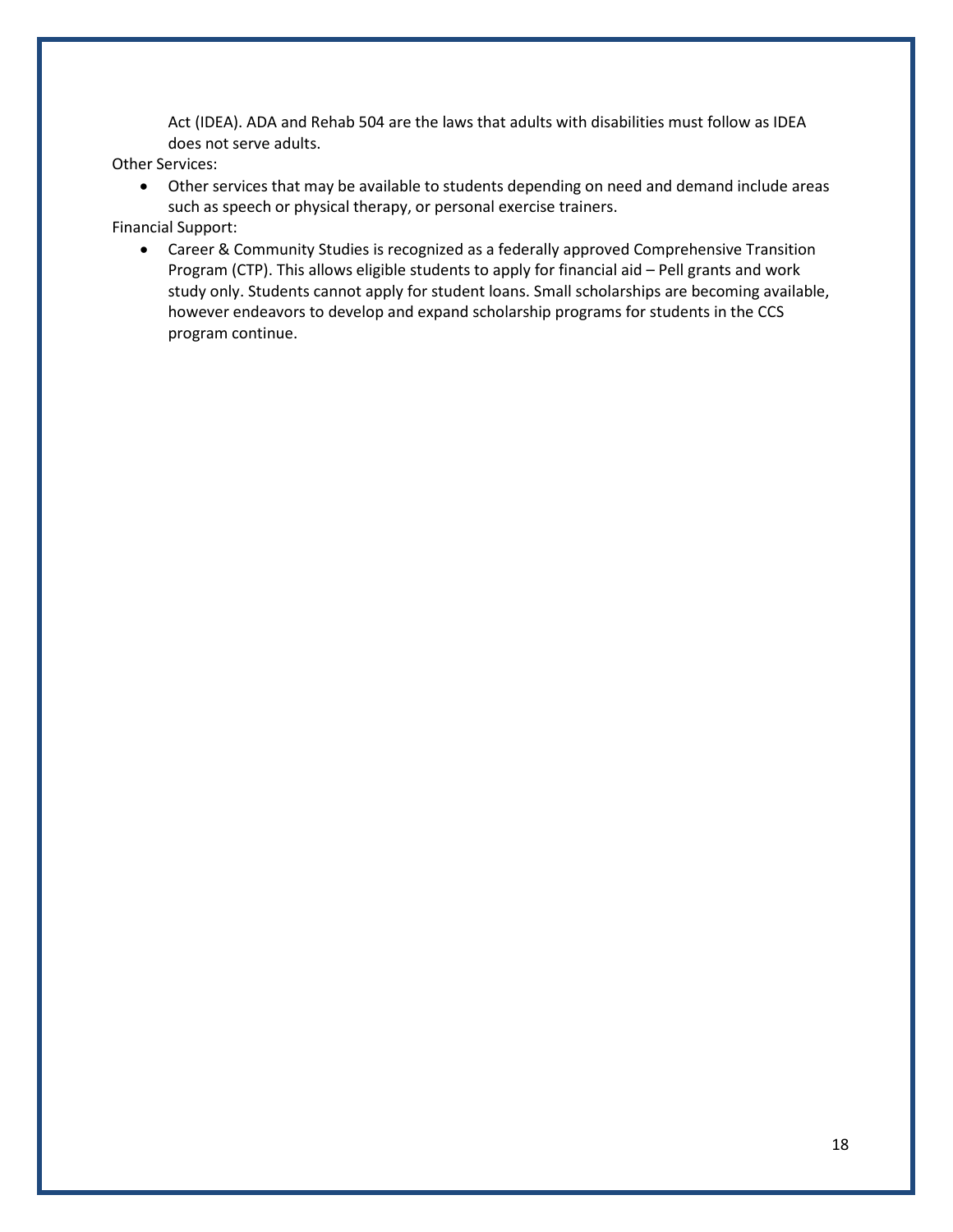Act (IDEA). ADA and Rehab 504 are the laws that adults with disabilities must follow as IDEA does not serve adults.

Other Services:

- Other services that may be available to students depending on need and demand include areas such as speech or physical therapy, or personal exercise trainers.

Financial Support:

- Career & Community Studies is recognized as a federally approved Comprehensive Transition Program (CTP). This allows eligible students to apply for financial aid – Pell grants and work study only. Students cannot apply for student loans. Small scholarships are becoming available, however endeavors to develop and expand scholarship programs for students in the CCS program continue.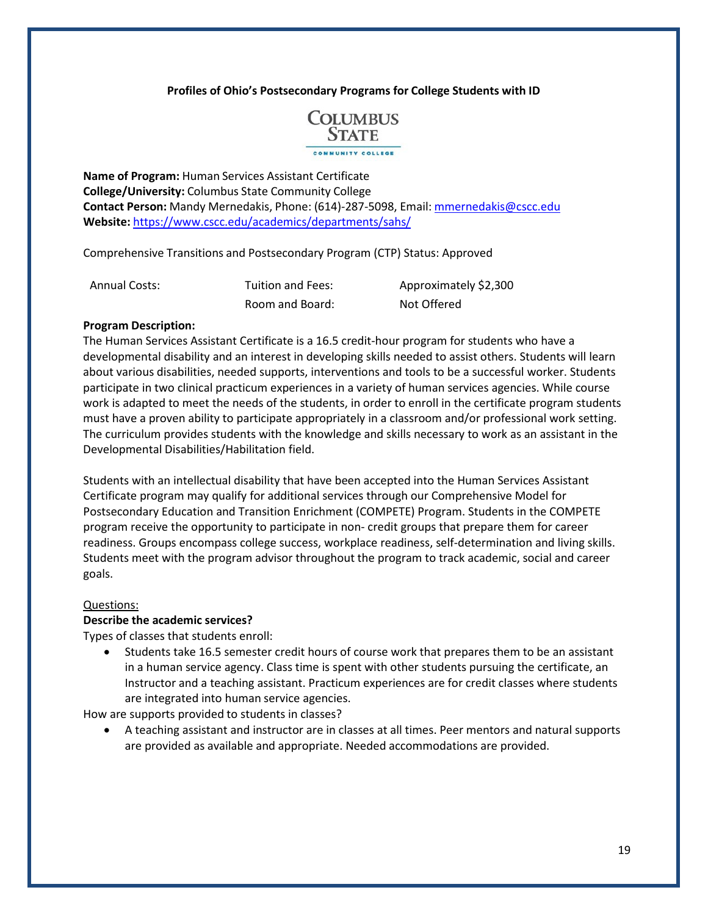**Profiles of Ohio's Postsecondary Programs for College Students with ID**

**Name of Program:** Human Services Assistant Certificate
**College/University:** Columbus State Community College
**Contact Person:** Mandy Mernedakis, Phone: (614)-287-5098, Email: mmernedakis@cscc.edu
**Website:** https://www.cscc.edu/academics/departments/sahs/

Comprehensive Transitions and Postsecondary Program (CTP) Status: Approved

| Annual Costs: | Tuition and Fees: | Approximately $2,300 |
|---|---|---|
| | Room and Board: | Not Offered |

**Program Description:**
The Human Services Assistant Certificate is a 16.5 credit-hour program for students who have a developmental disability and an interest in developing skills needed to assist others. Students will learn about various disabilities, needed supports, interventions and tools to be a successful worker. Students participate in two clinical practicum experiences in a variety of human services agencies. While course work is adapted to meet the needs of the students, in order to enroll in the certificate program students must have a proven ability to participate appropriately in a classroom and/or professional work setting. The curriculum provides students with the knowledge and skills necessary to work as an assistant in the Developmental Disabilities/Habilitation field.

Students with an intellectual disability that have been accepted into the Human Services Assistant Certificate program may qualify for additional services through our Comprehensive Model for Postsecondary Education and Transition Enrichment (COMPETE) Program. Students in the COMPETE program receive the opportunity to participate in non- credit groups that prepare them for career readiness. Groups encompass college success, workplace readiness, self-determination and living skills. Students meet with the program advisor throughout the program to track academic, social and career goals.

Questions:

**Describe the academic services?**

Types of classes that students enroll:

- Students take 16.5 semester credit hours of course work that prepares them to be an assistant in a human service agency. Class time is spent with other students pursuing the certificate, an Instructor and a teaching assistant. Practicum experiences are for credit classes where students are integrated into human service agencies.

How are supports provided to students in classes?

- A teaching assistant and instructor are in classes at all times. Peer mentors and natural supports are provided as available and appropriate. Needed accommodations are provided.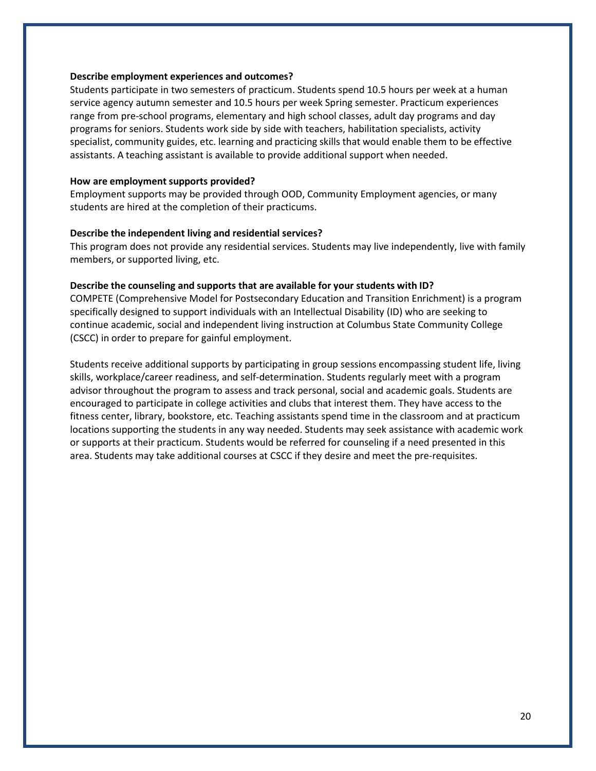**Describe employment experiences and outcomes?**

Students participate in two semesters of practicum. Students spend 10.5 hours per week at a human service agency autumn semester and 10.5 hours per week Spring semester. Practicum experiences range from pre-school programs, elementary and high school classes, adult day programs and day programs for seniors. Students work side by side with teachers, habilitation specialists, activity specialist, community guides, etc. learning and practicing skills that would enable them to be effective assistants. A teaching assistant is available to provide additional support when needed.

**How are employment supports provided?**

Employment supports may be provided through OOD, Community Employment agencies, or many students are hired at the completion of their practicums.

**Describe the independent living and residential services?**

This program does not provide any residential services. Students may live independently, live with family members, or supported living, etc.

**Describe the counseling and supports that are available for your students with ID?**

COMPETE (Comprehensive Model for Postsecondary Education and Transition Enrichment) is a program specifically designed to support individuals with an Intellectual Disability (ID) who are seeking to continue academic, social and independent living instruction at Columbus State Community College (CSCC) in order to prepare for gainful employment.

Students receive additional supports by participating in group sessions encompassing student life, living skills, workplace/career readiness, and self-determination. Students regularly meet with a program advisor throughout the program to assess and track personal, social and academic goals. Students are encouraged to participate in college activities and clubs that interest them. They have access to the fitness center, library, bookstore, etc. Teaching assistants spend time in the classroom and at practicum locations supporting the students in any way needed. Students may seek assistance with academic work or supports at their practicum. Students would be referred for counseling if a need presented in this area. Students may take additional courses at CSCC if they desire and meet the pre-requisites.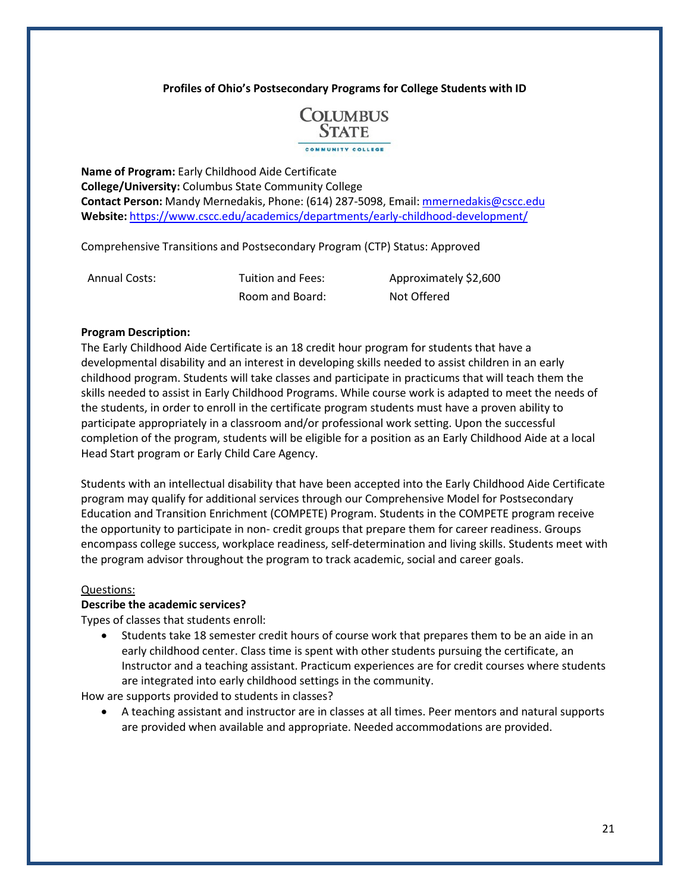**Profiles of Ohio's Postsecondary Programs for College Students with ID**

COLUMBUS STATE COMMUNITY COLLEGE

**Name of Program:** Early Childhood Aide Certificate
**College/University:** Columbus State Community College
**Contact Person:** Mandy Mernedakis, Phone: (614) 287-5098, Email: mmernedakis@cscc.edu
**Website:** https://www.cscc.edu/academics/departments/early-childhood-development/

Comprehensive Transitions and Postsecondary Program (CTP) Status: Approved

| Annual Costs: | Tuition and Fees: | Approximately $2,600 |
|---|---|---|
| | Room and Board: | Not Offered |

**Program Description:**
The Early Childhood Aide Certificate is an 18 credit hour program for students that have a developmental disability and an interest in developing skills needed to assist children in an early childhood program. Students will take classes and participate in practicums that will teach them the skills needed to assist in Early Childhood Programs. While course work is adapted to meet the needs of the students, in order to enroll in the certificate program students must have a proven ability to participate appropriately in a classroom and/or professional work setting. Upon the successful completion of the program, students will be eligible for a position as an Early Childhood Aide at a local Head Start program or Early Child Care Agency.

Students with an intellectual disability that have been accepted into the Early Childhood Aide Certificate program may qualify for additional services through our Comprehensive Model for Postsecondary Education and Transition Enrichment (COMPETE) Program. Students in the COMPETE program receive the opportunity to participate in non- credit groups that prepare them for career readiness. Groups encompass college success, workplace readiness, self-determination and living skills. Students meet with the program advisor throughout the program to track academic, social and career goals.

Questions:

**Describe the academic services?**

Types of classes that students enroll:

- Students take 18 semester credit hours of course work that prepares them to be an aide in an early childhood center. Class time is spent with other students pursuing the certificate, an Instructor and a teaching assistant. Practicum experiences are for credit courses where students are integrated into early childhood settings in the community.

How are supports provided to students in classes?

- A teaching assistant and instructor are in classes at all times. Peer mentors and natural supports are provided when available and appropriate. Needed accommodations are provided.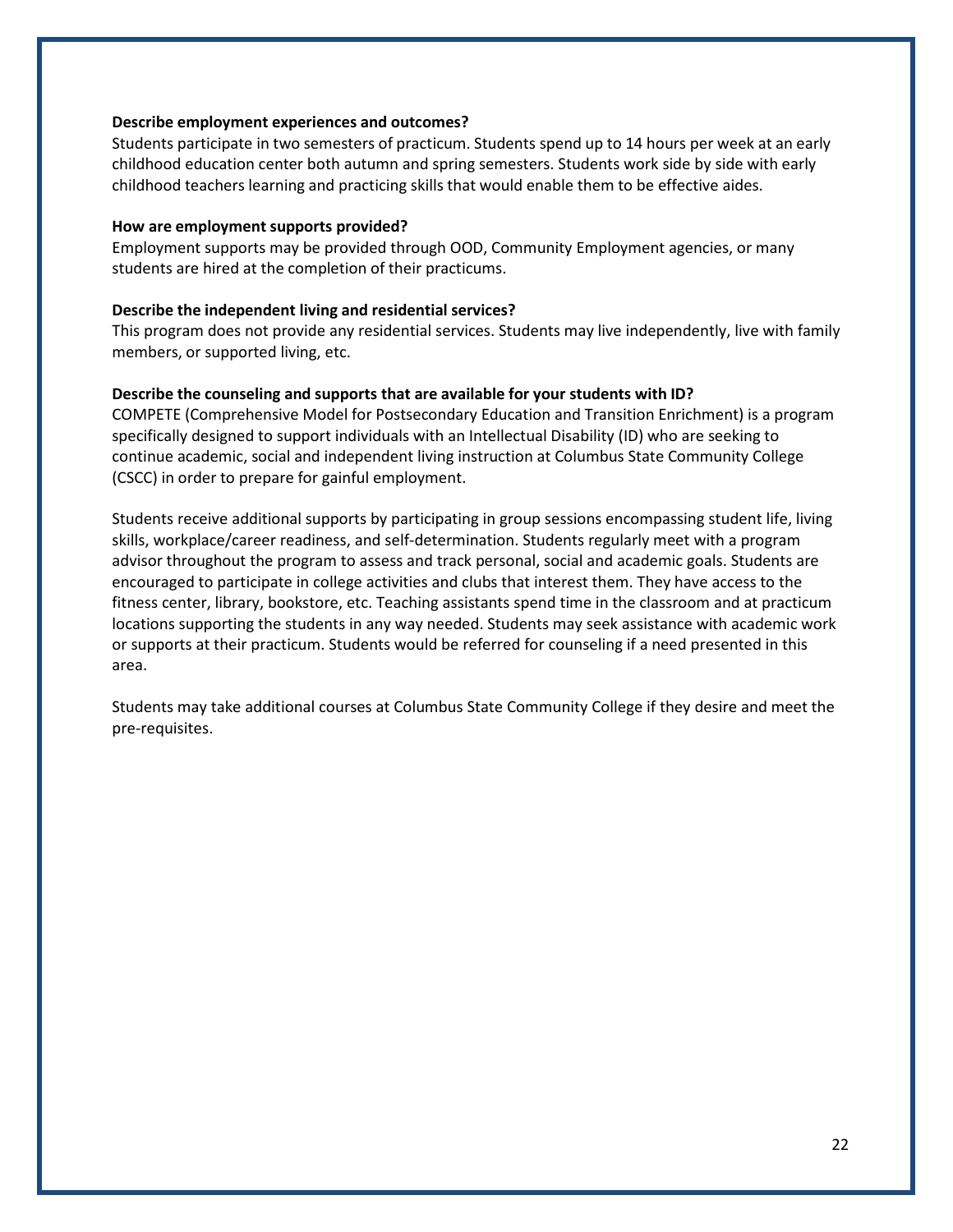**Describe employment experiences and outcomes?**

Students participate in two semesters of practicum. Students spend up to 14 hours per week at an early childhood education center both autumn and spring semesters. Students work side by side with early childhood teachers learning and practicing skills that would enable them to be effective aides.

**How are employment supports provided?**

Employment supports may be provided through OOD, Community Employment agencies, or many students are hired at the completion of their practicums.

**Describe the independent living and residential services?**

This program does not provide any residential services. Students may live independently, live with family members, or supported living, etc.

**Describe the counseling and supports that are available for your students with ID?**

COMPETE (Comprehensive Model for Postsecondary Education and Transition Enrichment) is a program specifically designed to support individuals with an Intellectual Disability (ID) who are seeking to continue academic, social and independent living instruction at Columbus State Community College (CSCC) in order to prepare for gainful employment.

Students receive additional supports by participating in group sessions encompassing student life, living skills, workplace/career readiness, and self-determination. Students regularly meet with a program advisor throughout the program to assess and track personal, social and academic goals. Students are encouraged to participate in college activities and clubs that interest them. They have access to the fitness center, library, bookstore, etc. Teaching assistants spend time in the classroom and at practicum locations supporting the students in any way needed. Students may seek assistance with academic work or supports at their practicum. Students would be referred for counseling if a need presented in this area.

Students may take additional courses at Columbus State Community College if they desire and meet the pre-requisites.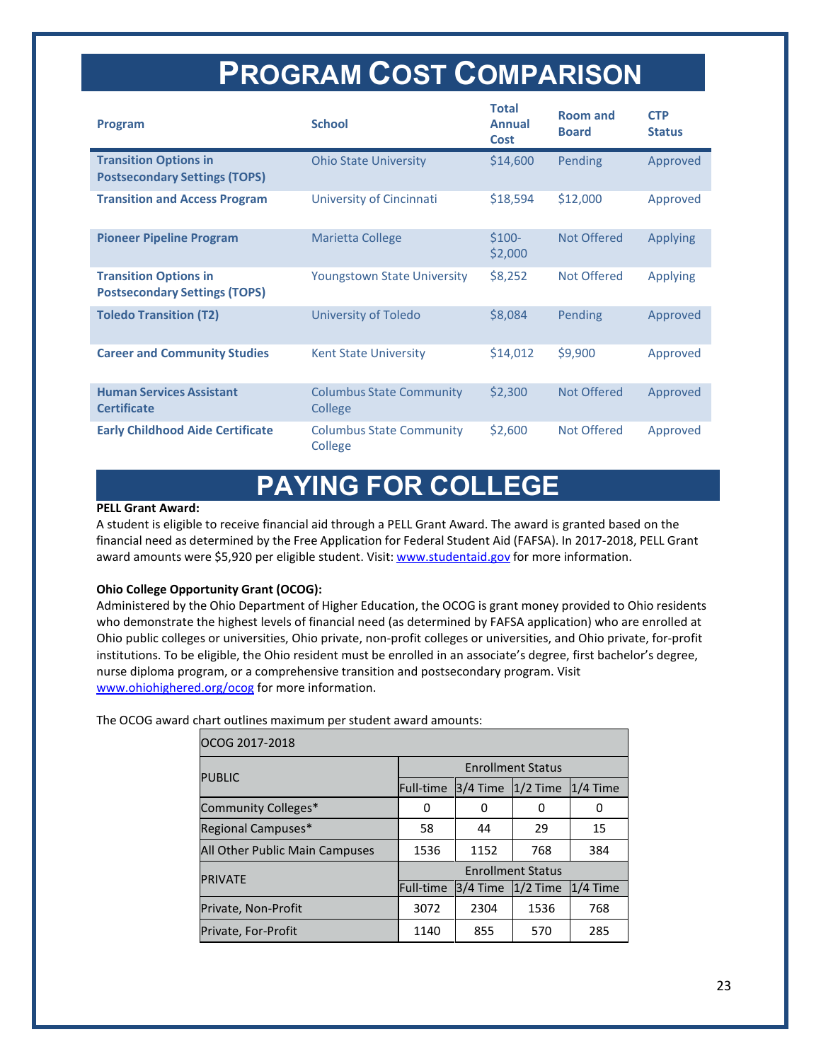# PROGRAM COST COMPARISON

| Program | School | Total Annual Cost | Room and Board | CTP Status |
|---|---|---|---|---|
| **Transition Options in Postsecondary Settings (TOPS)** | Ohio State University | $14,600 | Pending | Approved |
| **Transition and Access Program** | University of Cincinnati | $18,594 | $12,000 | Approved |
| **Pioneer Pipeline Program** | Marietta College | $100-$2,000 | Not Offered | Applying |
| **Transition Options in Postsecondary Settings (TOPS)** | Youngstown State University | $8,252 | Not Offered | Applying |
| **Toledo Transition (T2)** | University of Toledo | $8,084 | Pending | Approved |
| **Career and Community Studies** | Kent State University | $14,012 | $9,900 | Approved |
| **Human Services Assistant Certificate** | Columbus State Community College | $2,300 | Not Offered | Approved |
| **Early Childhood Aide Certificate** | Columbus State Community College | $2,600 | Not Offered | Approved |

# PAYING FOR COLLEGE

**PELL Grant Award:**

A student is eligible to receive financial aid through a PELL Grant Award. The award is granted based on the financial need as determined by the Free Application for Federal Student Aid (FAFSA). In 2017-2018, PELL Grant award amounts were $5,920 per eligible student. Visit: www.studentaid.gov for more information.

**Ohio College Opportunity Grant (OCOG):**

Administered by the Ohio Department of Higher Education, the OCOG is grant money provided to Ohio residents who demonstrate the highest levels of financial need (as determined by FAFSA application) who are enrolled at Ohio public colleges or universities, Ohio private, non-profit colleges or universities, and Ohio private, for-profit institutions. To be eligible, the Ohio resident must be enrolled in an associate's degree, first bachelor's degree, nurse diploma program, or a comprehensive transition and postsecondary program. Visit www.ohiohighered.org/ocog for more information.

The OCOG award chart outlines maximum per student award amounts:

| OCOG 2017-2018 | | | | |
|---|---|---|---|---|
| PUBLIC | Enrollment Status | | | |
| | Full-time | 3/4 Time | 1/2 Time | 1/4 Time |
| Community Colleges* | 0 | 0 | 0 | 0 |
| Regional Campuses* | 58 | 44 | 29 | 15 |
| All Other Public Main Campuses | 1536 | 1152 | 768 | 384 |
| PRIVATE | Enrollment Status | | | |
| | Full-time | 3/4 Time | 1/2 Time | 1/4 Time |
| Private, Non-Profit | 3072 | 2304 | 1536 | 768 |
| Private, For-Profit | 1140 | 855 | 570 | 285 |